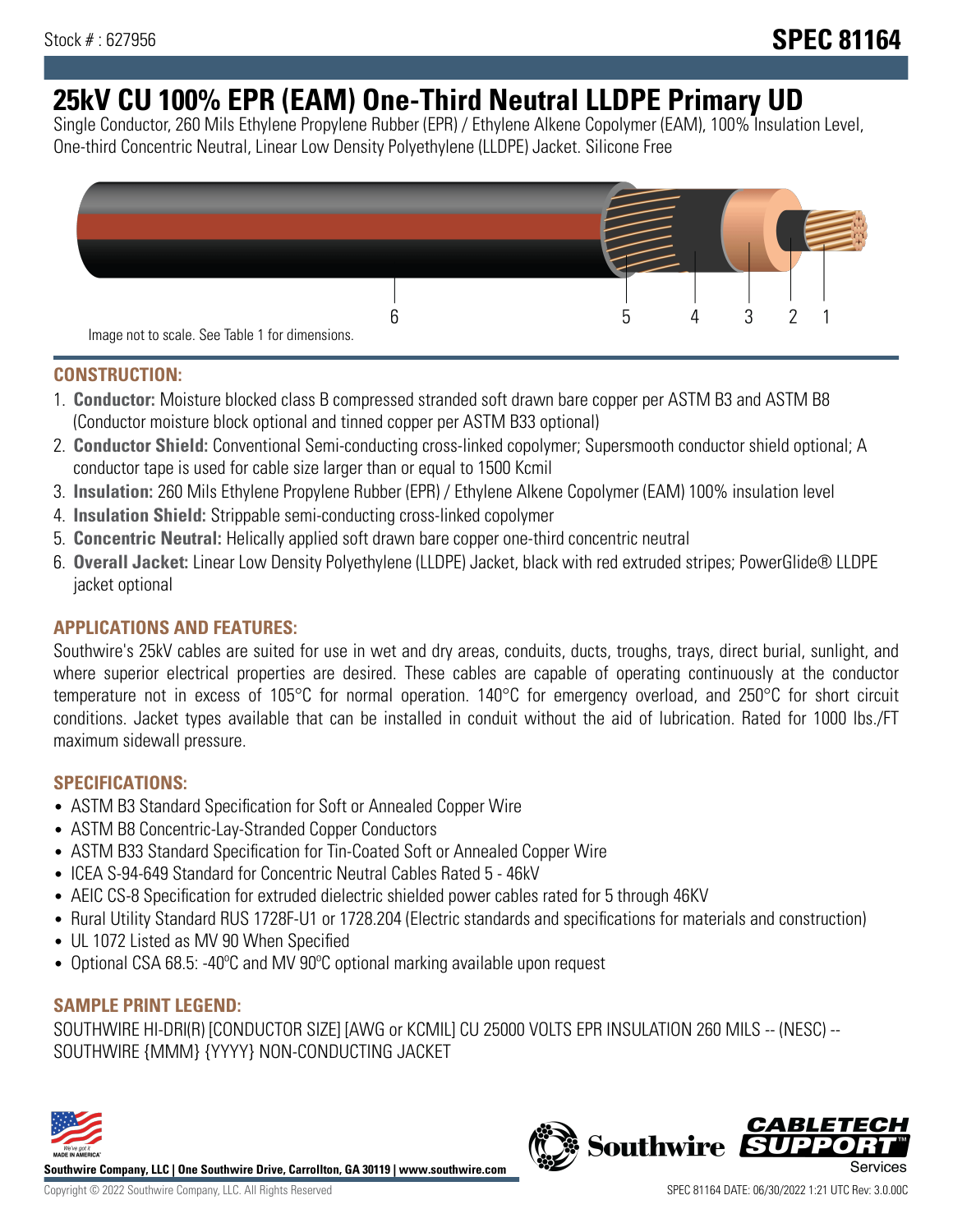Stock # : 627956

# SPEC 81164

# 25kV CU 100% EPR (EAM) One-Third Neutral LLDPE Primary UD

Single Conductor, 260 Mils Ethylene Propylene Rubber (EPR) / Ethylene Alkene Copolymer (EAM), 100% Insulation Level, One-third Concentric Neutral, Linear Low Density Polyethylene (LLDPE) Jacket. Silicone Free

6 5 4 3 2 1

Image not to scale. See Table 1 for dimensions.

## CONSTRUCTION:

1. **Conductor:** Moisture blocked class B compressed stranded soft drawn bare copper per ASTM B3 and ASTM B8 (Conductor moisture block optional and tinned copper per ASTM B33 optional)
2. **Conductor Shield:** Conventional Semi-conducting cross-linked copolymer; Supersmooth conductor shield optional; A conductor tape is used for cable size larger than or equal to 1500 Kcmil
3. **Insulation:** 260 Mils Ethylene Propylene Rubber (EPR) / Ethylene Alkene Copolymer (EAM) 100% insulation level
4. **Insulation Shield:** Strippable semi-conducting cross-linked copolymer
5. **Concentric Neutral:** Helically applied soft drawn bare copper one-third concentric neutral
6. **Overall Jacket:** Linear Low Density Polyethylene (LLDPE) Jacket, black with red extruded stripes; PowerGlide® LLDPE jacket optional

## APPLICATIONS AND FEATURES:

Southwire's 25kV cables are suited for use in wet and dry areas, conduits, ducts, troughs, trays, direct burial, sunlight, and where superior electrical properties are desired. These cables are capable of operating continuously at the conductor temperature not in excess of 105°C for normal operation. 140°C for emergency overload, and 250°C for short circuit conditions. Jacket types available that can be installed in conduit without the aid of lubrication. Rated for 1000 lbs./FT maximum sidewall pressure.

## SPECIFICATIONS:

- ASTM B3 Standard Specification for Soft or Annealed Copper Wire
- ASTM B8 Concentric-Lay-Stranded Copper Conductors
- ASTM B33 Standard Specification for Tin-Coated Soft or Annealed Copper Wire
- ICEA S-94-649 Standard for Concentric Neutral Cables Rated 5 - 46kV
- AEIC CS-8 Specification for extruded dielectric shielded power cables rated for 5 through 46KV
- Rural Utility Standard RUS 1728F-U1 or 1728.204 (Electric standards and specifications for materials and construction)
- UL 1072 Listed as MV 90 When Specified
- Optional CSA 68.5: -40ºC and MV 90ºC optional marking available upon request

## SAMPLE PRINT LEGEND:

SOUTHWIRE HI-DRI(R) [CONDUCTOR SIZE] [AWG or KCMIL] CU 25000 VOLTS EPR INSULATION 260 MILS -- (NESC) -- SOUTHWIRE {MMM} {YYYY} NON-CONDUCTING JACKET

**Southwire Company, LLC | One Southwire Drive, Carrollton, GA 30119 | www.southwire.com**

Copyright © 2022 Southwire Company, LLC. All Rights Reserved

SPEC 81164 DATE: 06/30/2022 1:21 UTC Rev: 3.0.00C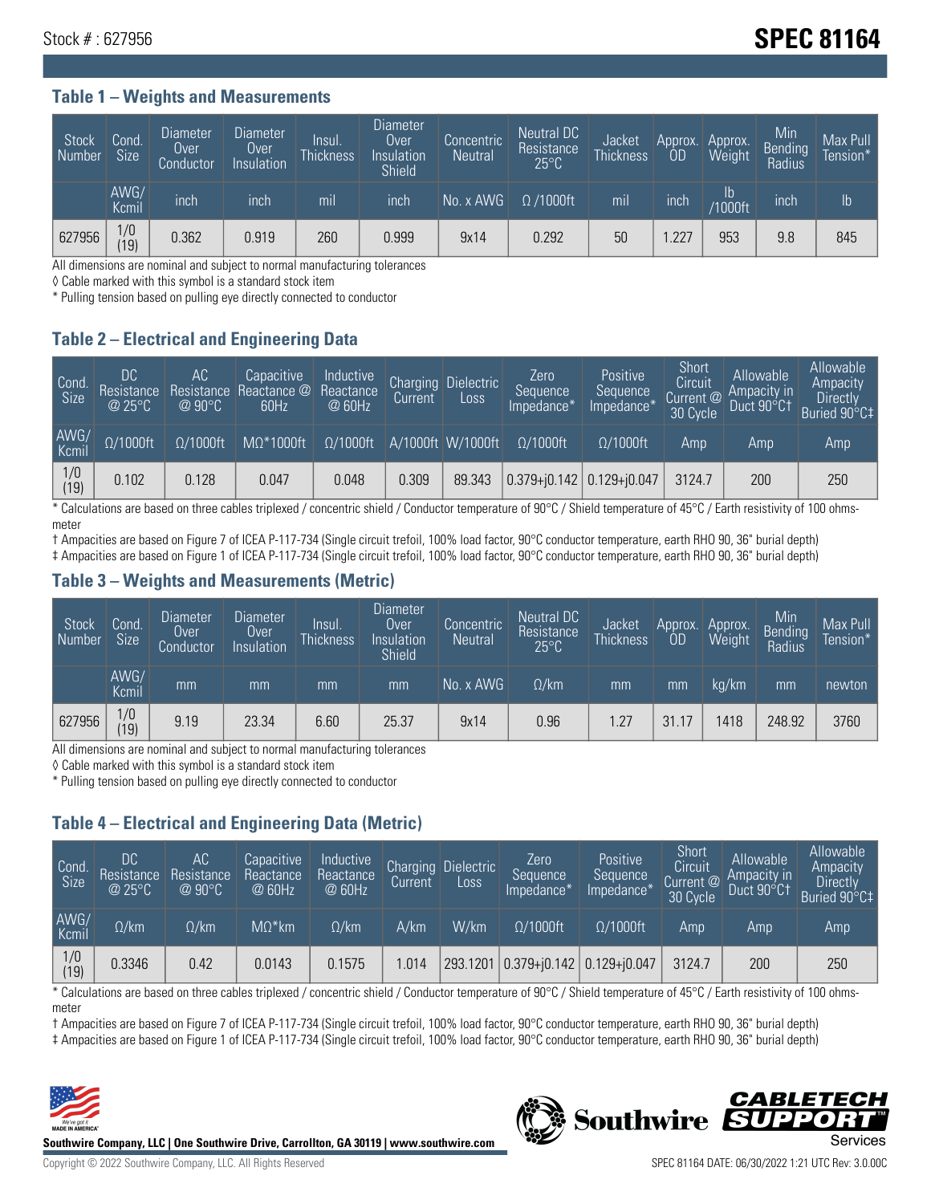Stock # : 627956

# SPEC 81164

## Table 1 – Weights and Measurements

| Stock Number | Cond. Size | Diameter Over Conductor | Diameter Over Insulation | Insul. Thickness | Diameter Over Insulation Shield | Concentric Neutral | Neutral DC Resistance 25°C | Jacket Thickness | Approx. OD | Approx. Weight | Min Bending Radius | Max Pull Tension* |
|---|---|---|---|---|---|---|---|---|---|---|---|---|
| | AWG/ Kcmil | inch | inch | mil | inch | No. x AWG | Ω /1000ft | mil | inch | lb /1000ft | inch | lb |
| 627956 | 1/0 (19) | 0.362 | 0.919 | 260 | 0.999 | 9x14 | 0.292 | 50 | 1.227 | 953 | 9.8 | 845 |

All dimensions are nominal and subject to normal manufacturing tolerances

◊ Cable marked with this symbol is a standard stock item

* Pulling tension based on pulling eye directly connected to conductor

## Table 2 – Electrical and Engineering Data

| Cond. Size | DC Resistance @ 25°C | AC Resistance @ 90°C | Capacitive Reactance @ 60Hz | Inductive Reactance @ 60Hz | Charging Current | Dielectric Loss | Zero Sequence Impedance* | Positive Sequence Impedance* | Short Circuit Current @ 30 Cycle | Allowable Ampacity in Duct 90°C† | Allowable Ampacity Directly Buried 90°C‡ |
|---|---|---|---|---|---|---|---|---|---|---|---|
| AWG/ Kcmil | Ω/1000ft | Ω/1000ft | MΩ*1000ft | Ω/1000ft | A/1000ft | W/1000ft | Ω/1000ft | Ω/1000ft | Amp | Amp | Amp |
| 1/0 (19) | 0.102 | 0.128 | 0.047 | 0.048 | 0.309 | 89.343 | 0.379+j0.142 | 0.129+j0.047 | 3124.7 | 200 | 250 |

* Calculations are based on three cables triplexed / concentric shield / Conductor temperature of 90°C / Shield temperature of 45°C / Earth resistivity of 100 ohms-meter

† Ampacities are based on Figure 7 of ICEA P-117-734 (Single circuit trefoil, 100% load factor, 90°C conductor temperature, earth RHO 90, 36" burial depth)

‡ Ampacities are based on Figure 1 of ICEA P-117-734 (Single circuit trefoil, 100% load factor, 90°C conductor temperature, earth RHO 90, 36" burial depth)

## Table 3 – Weights and Measurements (Metric)

| Stock Number | Cond. Size | Diameter Over Conductor | Diameter Over Insulation | Insul. Thickness | Diameter Over Insulation Shield | Concentric Neutral | Neutral DC Resistance 25°C | Jacket Thickness | Approx. OD | Approx. Weight | Min Bending Radius | Max Pull Tension* |
|---|---|---|---|---|---|---|---|---|---|---|---|---|
| | AWG/ Kcmil | mm | mm | mm | mm | No. x AWG | Ω/km | mm | mm | kg/km | mm | newton |
| 627956 | 1/0 (19) | 9.19 | 23.34 | 6.60 | 25.37 | 9x14 | 0.96 | 1.27 | 31.17 | 1418 | 248.92 | 3760 |

All dimensions are nominal and subject to normal manufacturing tolerances

◊ Cable marked with this symbol is a standard stock item

* Pulling tension based on pulling eye directly connected to conductor

## Table 4 – Electrical and Engineering Data (Metric)

| Cond. Size | DC Resistance @ 25°C | AC Resistance @ 90°C | Capacitive Reactance @ 60Hz | Inductive Reactance @ 60Hz | Charging Current | Dielectric Loss | Zero Sequence Impedance* | Positive Sequence Impedance* | Short Circuit Current @ 30 Cycle | Allowable Ampacity in Duct 90°C† | Allowable Ampacity Directly Buried 90°C‡ |
|---|---|---|---|---|---|---|---|---|---|---|---|
| AWG/ Kcmil | Ω/km | Ω/km | MΩ*km | Ω/km | A/km | W/km | Ω/1000ft | Ω/1000ft | Amp | Amp | Amp |
| 1/0 (19) | 0.3346 | 0.42 | 0.0143 | 0.1575 | 1.014 | 293.1201 | 0.379+j0.142 | 0.129+j0.047 | 3124.7 | 200 | 250 |

* Calculations are based on three cables triplexed / concentric shield / Conductor temperature of 90°C / Shield temperature of 45°C / Earth resistivity of 100 ohms-meter

† Ampacities are based on Figure 7 of ICEA P-117-734 (Single circuit trefoil, 100% load factor, 90°C conductor temperature, earth RHO 90, 36" burial depth)

‡ Ampacities are based on Figure 1 of ICEA P-117-734 (Single circuit trefoil, 100% load factor, 90°C conductor temperature, earth RHO 90, 36" burial depth)

Southwire Company, LLC | One Southwire Drive, Carrollton, GA 30119 | www.southwire.com

Copyright © 2022 Southwire Company, LLC. All Rights Reserved

SPEC 81164 DATE: 06/30/2022 1:21 UTC Rev: 3.0.00C